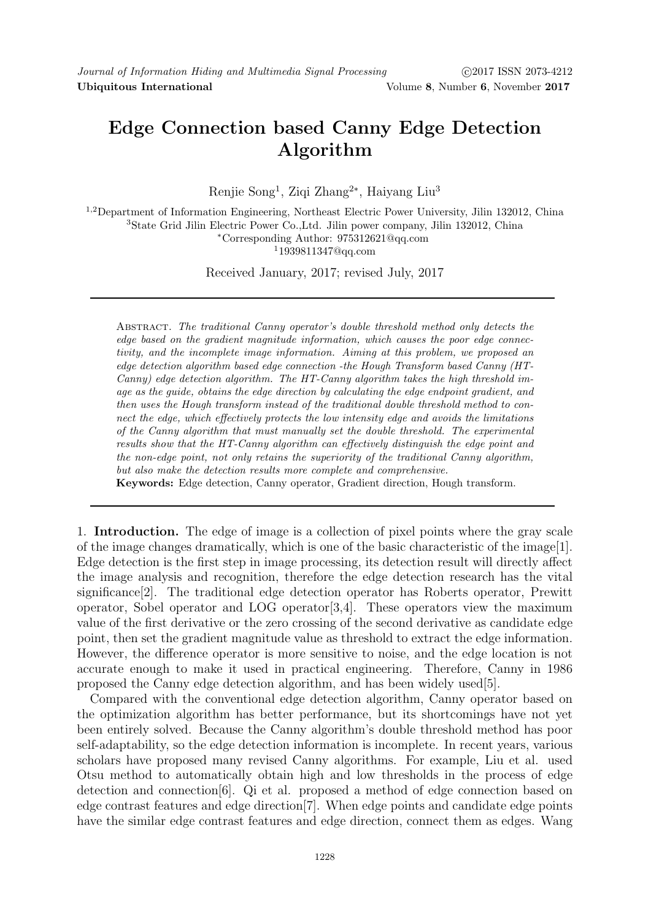# Edge Connection based Canny Edge Detection Algorithm

Renjie Song[1], Ziqi Zhang[2*], Haiyang Liu[3]

[1,2]Department of Information Engineering, Northeast Electric Power University, Jilin 132012, China
[3]State Grid Jilin Electric Power Co.,Ltd. Jilin power company, Jilin 132012, China
[*]Corresponding Author: 975312621@qq.com
[1]1939811347@qq.com

Received January, 2017; revised July, 2017

Abstract. *The traditional Canny operator's double threshold method only detects the edge based on the gradient magnitude information, which causes the poor edge connectivity, and the incomplete image information. Aiming at this problem, we proposed an edge detection algorithm based edge connection -the Hough Transform based Canny (HT-Canny) edge detection algorithm. The HT-Canny algorithm takes the high threshold image as the guide, obtains the edge direction by calculating the edge endpoint gradient, and then uses the Hough transform instead of the traditional double threshold method to connect the edge, which effectively protects the low intensity edge and avoids the limitations of the Canny algorithm that must manually set the double threshold. The experimental results show that the HT-Canny algorithm can effectively distinguish the edge point and the non-edge point, not only retains the superiority of the traditional Canny algorithm, but also make the detection results more complete and comprehensive.*

**Keywords:** Edge detection, Canny operator, Gradient direction, Hough transform.

1. **Introduction.** The edge of image is a collection of pixel points where the gray scale of the image changes dramatically, which is one of the basic characteristic of the image[1]. Edge detection is the first step in image processing, its detection result will directly affect the image analysis and recognition, therefore the edge detection research has the vital significance[2]. The traditional edge detection operator has Roberts operator, Prewitt operator, Sobel operator and LOG operator[3,4]. These operators view the maximum value of the first derivative or the zero crossing of the second derivative as candidate edge point, then set the gradient magnitude value as threshold to extract the edge information. However, the difference operator is more sensitive to noise, and the edge location is not accurate enough to make it used in practical engineering. Therefore, Canny in 1986 proposed the Canny edge detection algorithm, and has been widely used[5].

Compared with the conventional edge detection algorithm, Canny operator based on the optimization algorithm has better performance, but its shortcomings have not yet been entirely solved. Because the Canny algorithm's double threshold method has poor self-adaptability, so the edge detection information is incomplete. In recent years, various scholars have proposed many revised Canny algorithms. For example, Liu et al. used Otsu method to automatically obtain high and low thresholds in the process of edge detection and connection[6]. Qi et al. proposed a method of edge connection based on edge contrast features and edge direction[7]. When edge points and candidate edge points have the similar edge contrast features and edge direction, connect them as edges. Wang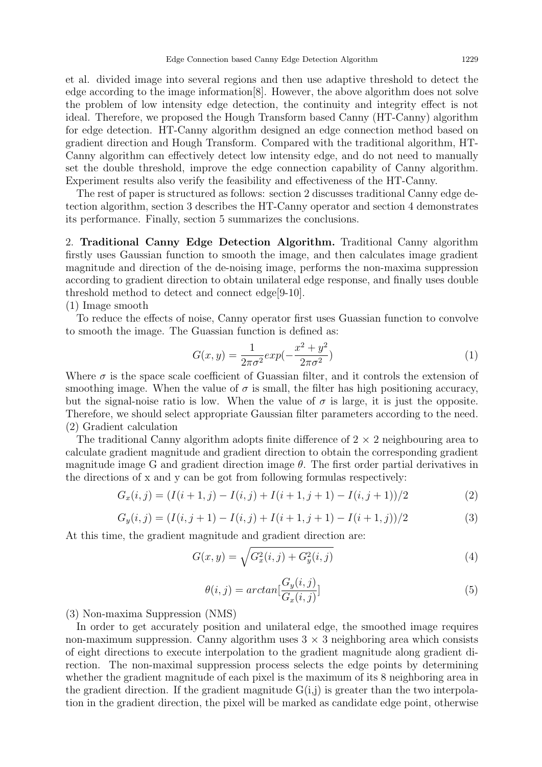et al. divided image into several regions and then use adaptive threshold to detect the edge according to the image information[8]. However, the above algorithm does not solve the problem of low intensity edge detection, the continuity and integrity effect is not ideal. Therefore, we proposed the Hough Transform based Canny (HT-Canny) algorithm for edge detection. HT-Canny algorithm designed an edge connection method based on gradient direction and Hough Transform. Compared with the traditional algorithm, HT-Canny algorithm can effectively detect low intensity edge, and do not need to manually set the double threshold, improve the edge connection capability of Canny algorithm. Experiment results also verify the feasibility and effectiveness of the HT-Canny.

The rest of paper is structured as follows: section 2 discusses traditional Canny edge detection algorithm, section 3 describes the HT-Canny operator and section 4 demonstrates its performance. Finally, section 5 summarizes the conclusions.

2. **Traditional Canny Edge Detection Algorithm.** Traditional Canny algorithm firstly uses Gaussian function to smooth the image, and then calculates image gradient magnitude and direction of the de-noising image, performs the non-maxima suppression according to gradient direction to obtain unilateral edge response, and finally uses double threshold method to detect and connect edge[9-10].

(1) Image smooth

To reduce the effects of noise, Canny operator first uses Guassian function to convolve to smooth the image. The Guassian function is defined as:

$$G(x, y) = \frac{1}{2\pi\sigma^2} exp(-\frac{x^2 + y^2}{2\pi\sigma^2}) \tag{1}$$

Where $\sigma$ is the space scale coefficient of Guassian filter, and it controls the extension of smoothing image. When the value of $\sigma$ is small, the filter has high positioning accuracy, but the signal-noise ratio is low. When the value of $\sigma$ is large, it is just the opposite. Therefore, we should select appropriate Gaussian filter parameters according to the need.

(2) Gradient calculation

The traditional Canny algorithm adopts finite difference of $2 \times 2$ neighbouring area to calculate gradient magnitude and gradient direction to obtain the corresponding gradient magnitude image G and gradient direction image $\theta$. The first order partial derivatives in the directions of x and y can be got from following formulas respectively:

$$G_x(i, j) = (I(i + 1, j) - I(i, j) + I(i + 1, j + 1) - I(i, j + 1))/2 \tag{2}$$

$$G_y(i, j) = (I(i, j + 1) - I(i, j) + I(i + 1, j + 1) - I(i + 1, j))/2 \tag{3}$$

At this time, the gradient magnitude and gradient direction are:

$$G(x, y) = \sqrt{G_x^2(i, j) + G_y^2(i, j)} \tag{4}$$

$$\theta(i, j) = arctan[\frac{G_y(i, j)}{G_x(i, j)}] \tag{5}$$

(3) Non-maxima Suppression (NMS)

In order to get accurately position and unilateral edge, the smoothed image requires non-maximum suppression. Canny algorithm uses $3 \times 3$ neighboring area which consists of eight directions to execute interpolation to the gradient magnitude along gradient direction. The non-maximal suppression process selects the edge points by determining whether the gradient magnitude of each pixel is the maximum of its 8 neighboring area in the gradient direction. If the gradient magnitude G(i,j) is greater than the two interpolation in the gradient direction, the pixel will be marked as candidate edge point, otherwise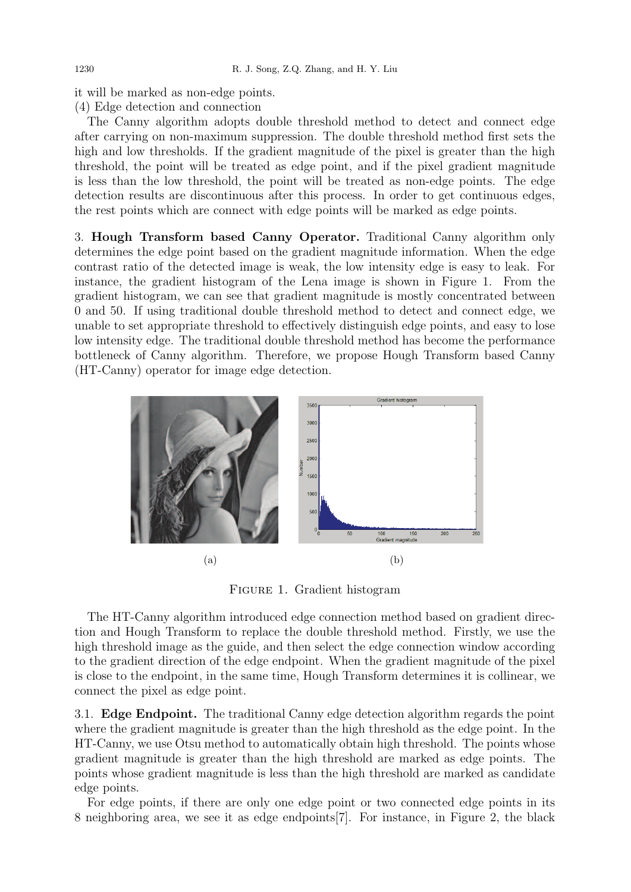it will be marked as non-edge points.

(4) Edge detection and connection

The Canny algorithm adopts double threshold method to detect and connect edge after carrying on non-maximum suppression. The double threshold method first sets the high and low thresholds. If the gradient magnitude of the pixel is greater than the high threshold, the point will be treated as edge point, and if the pixel gradient magnitude is less than the low threshold, the point will be treated as non-edge points. The edge detection results are discontinuous after this process. In order to get continuous edges, the rest points which are connect with edge points will be marked as edge points.

## 3. Hough Transform based Canny Operator.

Traditional Canny algorithm only determines the edge point based on the gradient magnitude information. When the edge contrast ratio of the detected image is weak, the low intensity edge is easy to leak. For instance, the gradient histogram of the Lena image is shown in Figure 1. From the gradient histogram, we can see that gradient magnitude is mostly concentrated between 0 and 50. If using traditional double threshold method to detect and connect edge, we unable to set appropriate threshold to effectively distinguish edge points, and easy to lose low intensity edge. The traditional double threshold method has become the performance bottleneck of Canny algorithm. Therefore, we propose Hough Transform based Canny (HT-Canny) operator for image edge detection.

(a) (b)

FIGURE 1. Gradient histogram

The HT-Canny algorithm introduced edge connection method based on gradient direction and Hough Transform to replace the double threshold method. Firstly, we use the high threshold image as the guide, and then select the edge connection window according to the gradient direction of the edge endpoint. When the gradient magnitude of the pixel is close to the endpoint, in the same time, Hough Transform determines it is collinear, we connect the pixel as edge point.

### 3.1. Edge Endpoint.

The traditional Canny edge detection algorithm regards the point where the gradient magnitude is greater than the high threshold as the edge point. In the HT-Canny, we use Otsu method to automatically obtain high threshold. The points whose gradient magnitude is greater than the high threshold are marked as edge points. The points whose gradient magnitude is less than the high threshold are marked as candidate edge points.

For edge points, if there are only one edge point or two connected edge points in its 8 neighboring area, we see it as edge endpoints[7]. For instance, in Figure 2, the black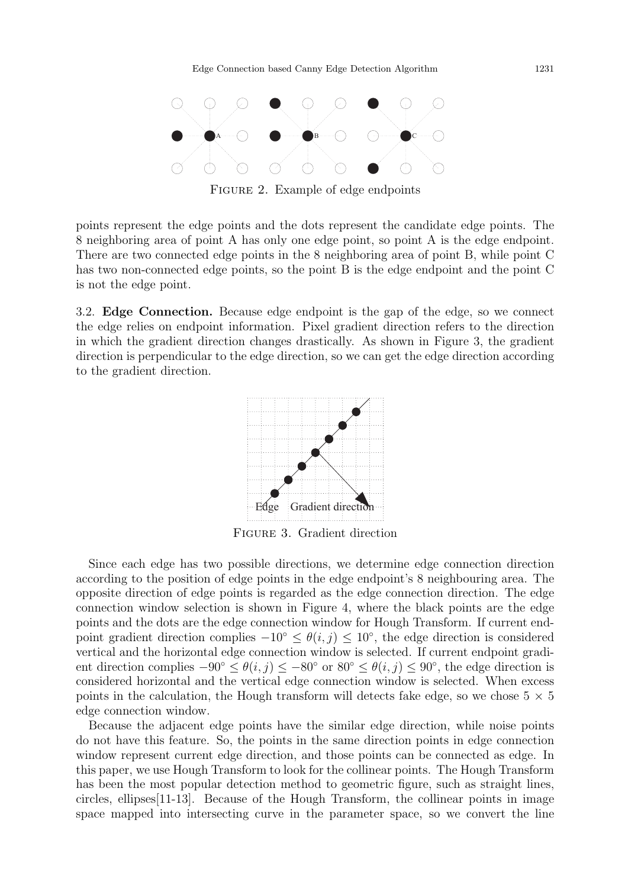FIGURE 2. Example of edge endpoints

points represent the edge points and the dots represent the candidate edge points. The 8 neighboring area of point A has only one edge point, so point A is the edge endpoint. There are two connected edge points in the 8 neighboring area of point B, while point C has two non-connected edge points, so the point B is the edge endpoint and the point C is not the edge point.

3.2. **Edge Connection.** Because edge endpoint is the gap of the edge, so we connect the edge relies on endpoint information. Pixel gradient direction refers to the direction in which the gradient direction changes drastically. As shown in Figure 3, the gradient direction is perpendicular to the edge direction, so we can get the edge direction according to the gradient direction.

FIGURE 3. Gradient direction

Since each edge has two possible directions, we determine edge connection direction according to the position of edge points in the edge endpoint's 8 neighbouring area. The opposite direction of edge points is regarded as the edge connection direction. The edge connection window selection is shown in Figure 4, where the black points are the edge points and the dots are the edge connection window for Hough Transform. If current endpoint gradient direction complies $-10^\circ \leq \theta(i,j) \leq 10^\circ$, the edge direction is considered vertical and the horizontal edge connection window is selected. If current endpoint gradient direction complies $-90^\circ \leq \theta(i,j) \leq -80^\circ$ or $80^\circ \leq \theta(i,j) \leq 90^\circ$, the edge direction is considered horizontal and the vertical edge connection window is selected. When excess points in the calculation, the Hough transform will detects fake edge, so we chose $5 \times 5$ edge connection window.

Because the adjacent edge points have the similar edge direction, while noise points do not have this feature. So, the points in the same direction points in edge connection window represent current edge direction, and those points can be connected as edge. In this paper, we use Hough Transform to look for the collinear points. The Hough Transform has been the most popular detection method to geometric figure, such as straight lines, circles, ellipses[11-13]. Because of the Hough Transform, the collinear points in image space mapped into intersecting curve in the parameter space, so we convert the line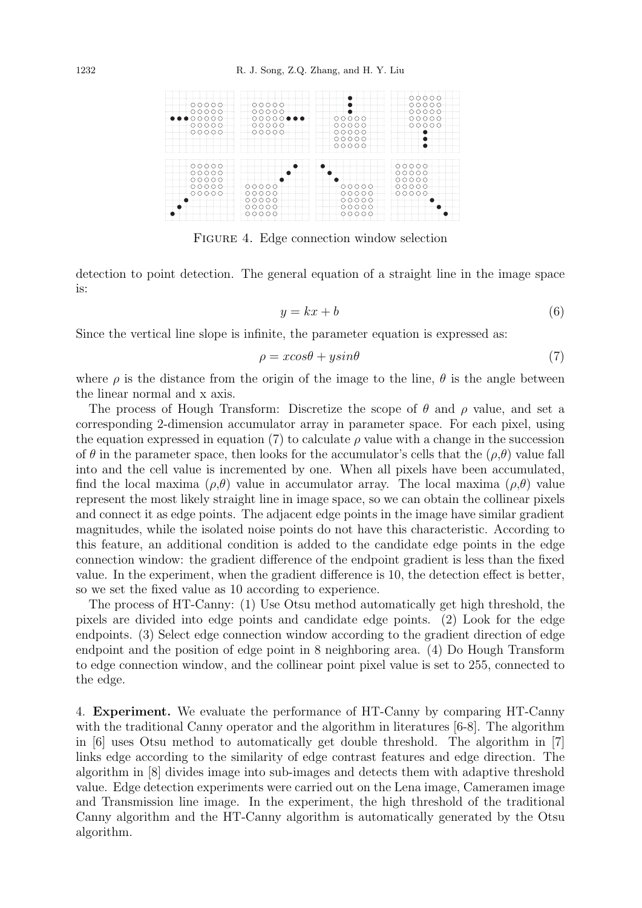FIGURE 4. Edge connection window selection

detection to point detection. The general equation of a straight line in the image space is:

$$y = kx + b \tag{6}$$

Since the vertical line slope is infinite, the parameter equation is expressed as:

$$\rho = x cos\theta + y sin\theta \tag{7}$$

where $\rho$ is the distance from the origin of the image to the line, $\theta$ is the angle between the linear normal and x axis.

The process of Hough Transform: Discretize the scope of $\theta$ and $\rho$ value, and set a corresponding 2-dimension accumulator array in parameter space. For each pixel, using the equation expressed in equation (7) to calculate $\rho$ value with a change in the succession of $\theta$ in the parameter space, then looks for the accumulator's cells that the ($\rho$,$\theta$) value fall into and the cell value is incremented by one. When all pixels have been accumulated, find the local maxima ($\rho$,$\theta$) value in accumulator array. The local maxima ($\rho$,$\theta$) value represent the most likely straight line in image space, so we can obtain the collinear pixels and connect it as edge points. The adjacent edge points in the image have similar gradient magnitudes, while the isolated noise points do not have this characteristic. According to this feature, an additional condition is added to the candidate edge points in the edge connection window: the gradient difference of the endpoint gradient is less than the fixed value. In the experiment, when the gradient difference is 10, the detection effect is better, so we set the fixed value as 10 according to experience.

The process of HT-Canny: (1) Use Otsu method automatically get high threshold, the pixels are divided into edge points and candidate edge points. (2) Look for the edge endpoints. (3) Select edge connection window according to the gradient direction of edge endpoint and the position of edge point in 8 neighboring area. (4) Do Hough Transform to edge connection window, and the collinear point pixel value is set to 255, connected to the edge.

4. **Experiment.** We evaluate the performance of HT-Canny by comparing HT-Canny with the traditional Canny operator and the algorithm in literatures [6-8]. The algorithm in [6] uses Otsu method to automatically get double threshold. The algorithm in [7] links edge according to the similarity of edge contrast features and edge direction. The algorithm in [8] divides image into sub-images and detects them with adaptive threshold value. Edge detection experiments were carried out on the Lena image, Cameramen image and Transmission line image. In the experiment, the high threshold of the traditional Canny algorithm and the HT-Canny algorithm is automatically generated by the Otsu algorithm.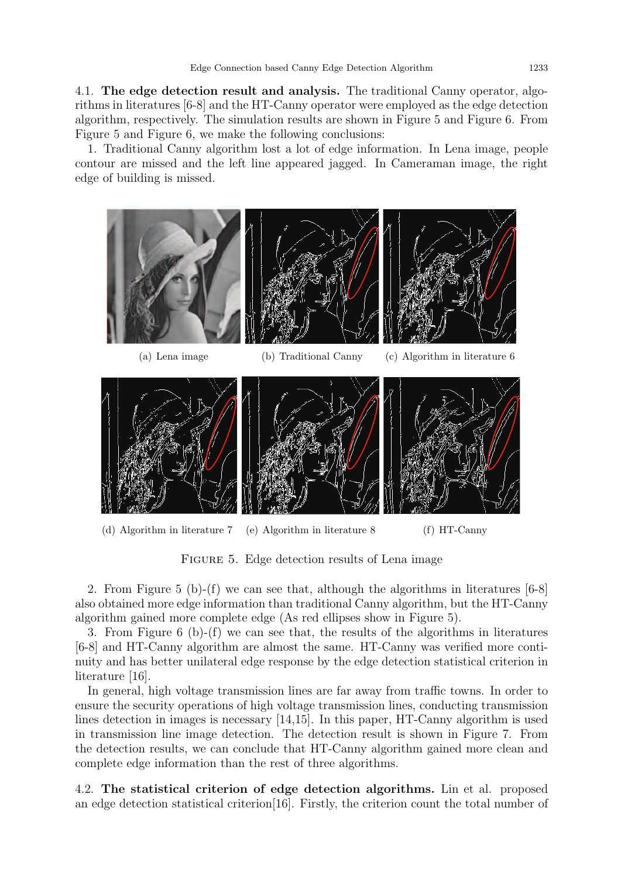4.1. **The edge detection result and analysis.** The traditional Canny operator, algorithms in literatures [6-8] and the HT-Canny operator were employed as the edge detection algorithm, respectively. The simulation results are shown in Figure 5 and Figure 6. From Figure 5 and Figure 6, we make the following conclusions:

1. Traditional Canny algorithm lost a lot of edge information. In Lena image, people contour are missed and the left line appeared jagged. In Cameraman image, the right edge of building is missed.

(a) Lena image (b) Traditional Canny (c) Algorithm in literature 6

(d) Algorithm in literature 7 (e) Algorithm in literature 8 (f) HT-Canny

FIGURE 5. Edge detection results of Lena image

2. From Figure 5 (b)-(f) we can see that, although the algorithms in literatures [6-8] also obtained more edge information than traditional Canny algorithm, but the HT-Canny algorithm gained more complete edge (As red ellipses show in Figure 5).

3. From Figure 6 (b)-(f) we can see that, the results of the algorithms in literatures [6-8] and HT-Canny algorithm are almost the same. HT-Canny was verified more continuity and has better unilateral edge response by the edge detection statistical criterion in literature [16].

In general, high voltage transmission lines are far away from traffic towns. In order to ensure the security operations of high voltage transmission lines, conducting transmission lines detection in images is necessary [14,15]. In this paper, HT-Canny algorithm is used in transmission line image detection. The detection result is shown in Figure 7. From the detection results, we can conclude that HT-Canny algorithm gained more clean and complete edge information than the rest of three algorithms.

4.2. **The statistical criterion of edge detection algorithms.** Lin et al. proposed an edge detection statistical criterion[16]. Firstly, the criterion count the total number of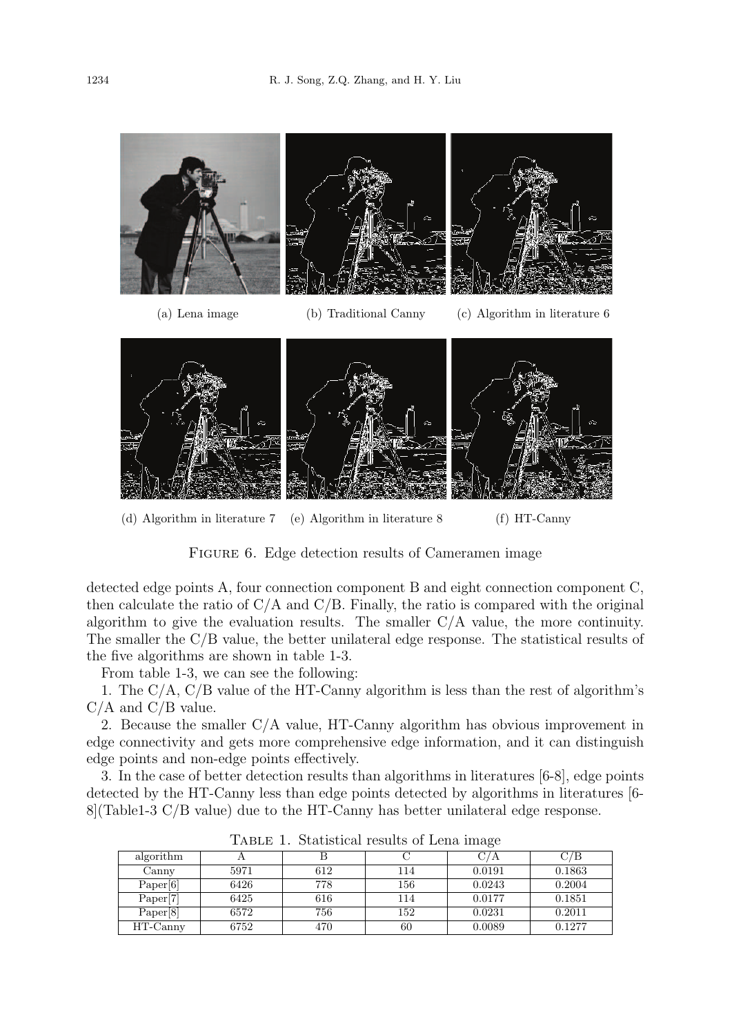(a) Lena image (b) Traditional Canny (c) Algorithm in literature 6

(d) Algorithm in literature 7 (e) Algorithm in literature 8 (f) HT-Canny

Figure 6. Edge detection results of Cameramen image

detected edge points A, four connection component B and eight connection component C, then calculate the ratio of C/A and C/B. Finally, the ratio is compared with the original algorithm to give the evaluation results. The smaller C/A value, the more continuity. The smaller the C/B value, the better unilateral edge response. The statistical results of the five algorithms are shown in table 1-3.

From table 1-3, we can see the following:

1. The C/A, C/B value of the HT-Canny algorithm is less than the rest of algorithm's C/A and C/B value.

2. Because the smaller C/A value, HT-Canny algorithm has obvious improvement in edge connectivity and gets more comprehensive edge information, and it can distinguish edge points and non-edge points effectively.

3. In the case of better detection results than algorithms in literatures [6-8], edge points detected by the HT-Canny less than edge points detected by algorithms in literatures [6-8](Table1-3 C/B value) due to the HT-Canny has better unilateral edge response.

Table 1. Statistical results of Lena image

| algorithm | A | B | C | C/A | C/B |
|---|---|---|---|---|---|
| Canny | 5971 | 612 | 114 | 0.0191 | 0.1863 |
| Paper[6] | 6426 | 778 | 156 | 0.0243 | 0.2004 |
| Paper[7] | 6425 | 616 | 114 | 0.0177 | 0.1851 |
| Paper[8] | 6572 | 756 | 152 | 0.0231 | 0.2011 |
| HT-Canny | 6752 | 470 | 60 | 0.0089 | 0.1277 |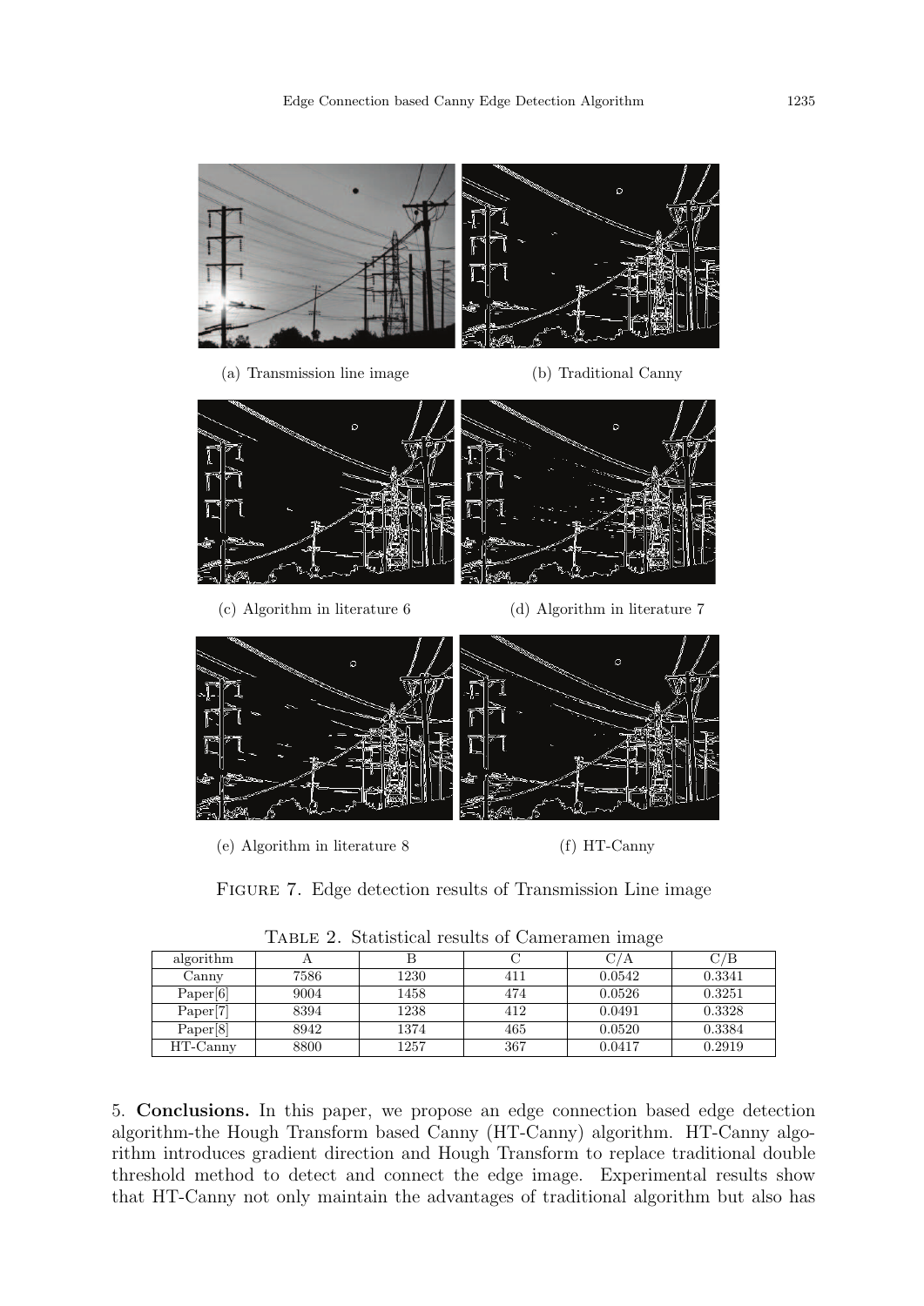(a) Transmission line image

(b) Traditional Canny

(c) Algorithm in literature 6

(d) Algorithm in literature 7

(e) Algorithm in literature 8

(f) HT-Canny

Figure 7. Edge detection results of Transmission Line image

Table 2. Statistical results of Cameramen image

| algorithm | A | B | C | C/A | C/B |
|---|---|---|---|---|---|
| Canny | 7586 | 1230 | 411 | 0.0542 | 0.3341 |
| Paper[6] | 9004 | 1458 | 474 | 0.0526 | 0.3251 |
| Paper[7] | 8394 | 1238 | 412 | 0.0491 | 0.3328 |
| Paper[8] | 8942 | 1374 | 465 | 0.0520 | 0.3384 |
| HT-Canny | 8800 | 1257 | 367 | 0.0417 | 0.2919 |

5. **Conclusions.** In this paper, we propose an edge connection based edge detection algorithm-the Hough Transform based Canny (HT-Canny) algorithm. HT-Canny algorithm introduces gradient direction and Hough Transform to replace traditional double threshold method to detect and connect the edge image. Experimental results show that HT-Canny not only maintain the advantages of traditional algorithm but also has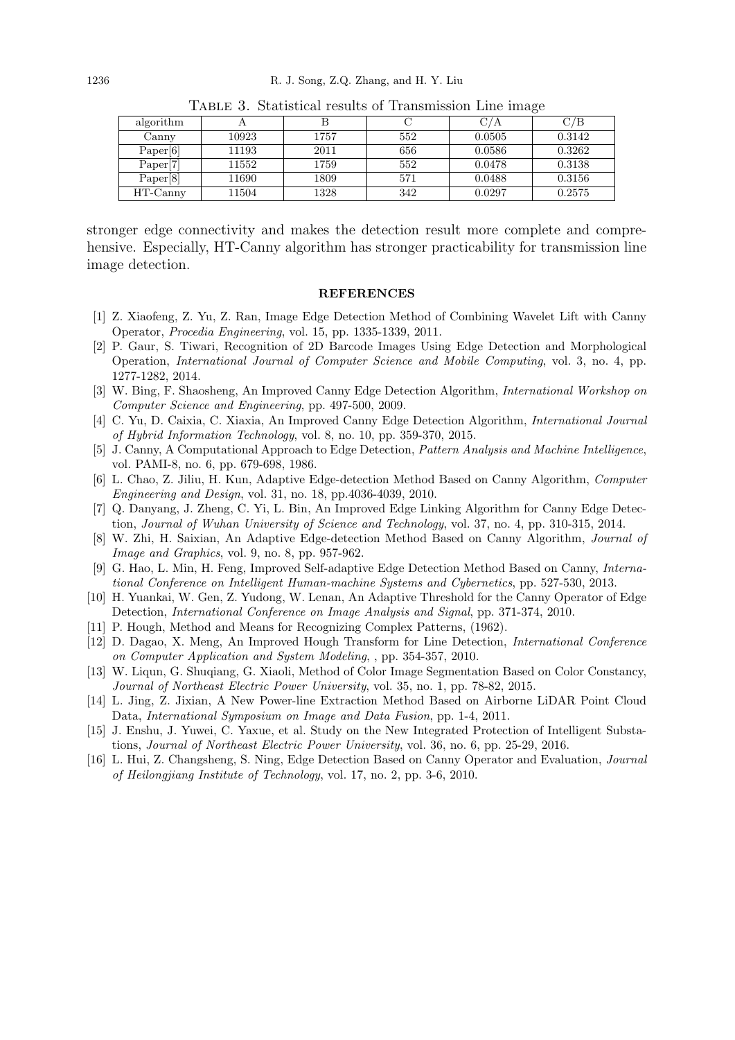Table 3. Statistical results of Transmission Line image

| algorithm | A | B | C | C/A | C/B |
|---|---|---|---|---|---|
| Canny | 10923 | 1757 | 552 | 0.0505 | 0.3142 |
| Paper[6] | 11193 | 2011 | 656 | 0.0586 | 0.3262 |
| Paper[7] | 11552 | 1759 | 552 | 0.0478 | 0.3138 |
| Paper[8] | 11690 | 1809 | 571 | 0.0488 | 0.3156 |
| HT-Canny | 11504 | 1328 | 342 | 0.0297 | 0.2575 |

stronger edge connectivity and makes the detection result more complete and comprehensive. Especially, HT-Canny algorithm has stronger practicability for transmission line image detection.

## REFERENCES

[1] Z. Xiaofeng, Z. Yu, Z. Ran, Image Edge Detection Method of Combining Wavelet Lift with Canny Operator, *Procedia Engineering*, vol. 15, pp. 1335-1339, 2011.

[2] P. Gaur, S. Tiwari, Recognition of 2D Barcode Images Using Edge Detection and Morphological Operation, *International Journal of Computer Science and Mobile Computing*, vol. 3, no. 4, pp. 1277-1282, 2014.

[3] W. Bing, F. Shaosheng, An Improved Canny Edge Detection Algorithm, *International Workshop on Computer Science and Engineering*, pp. 497-500, 2009.

[4] C. Yu, D. Caixia, C. Xiaxia, An Improved Canny Edge Detection Algorithm, *International Journal of Hybrid Information Technology*, vol. 8, no. 10, pp. 359-370, 2015.

[5] J. Canny, A Computational Approach to Edge Detection, *Pattern Analysis and Machine Intelligence*, vol. PAMI-8, no. 6, pp. 679-698, 1986.

[6] L. Chao, Z. Jiliu, H. Kun, Adaptive Edge-detection Method Based on Canny Algorithm, *Computer Engineering and Design*, vol. 31, no. 18, pp.4036-4039, 2010.

[7] Q. Danyang, J. Zheng, C. Yi, L. Bin, An Improved Edge Linking Algorithm for Canny Edge Detection, *Journal of Wuhan University of Science and Technology*, vol. 37, no. 4, pp. 310-315, 2014.

[8] W. Zhi, H. Saixian, An Adaptive Edge-detection Method Based on Canny Algorithm, *Journal of Image and Graphics*, vol. 9, no. 8, pp. 957-962.

[9] G. Hao, L. Min, H. Feng, Improved Self-adaptive Edge Detection Method Based on Canny, *International Conference on Intelligent Human-machine Systems and Cybernetics*, pp. 527-530, 2013.

[10] H. Yuankai, W. Gen, Z. Yudong, W. Lenan, An Adaptive Threshold for the Canny Operator of Edge Detection, *International Conference on Image Analysis and Signal*, pp. 371-374, 2010.

[11] P. Hough, Method and Means for Recognizing Complex Patterns, (1962).

[12] D. Dagao, X. Meng, An Improved Hough Transform for Line Detection, *International Conference on Computer Application and System Modeling*, , pp. 354-357, 2010.

[13] W. Liqun, G. Shuqiang, G. Xiaoli, Method of Color Image Segmentation Based on Color Constancy, *Journal of Northeast Electric Power University*, vol. 35, no. 1, pp. 78-82, 2015.

[14] L. Jing, Z. Jixian, A New Power-line Extraction Method Based on Airborne LiDAR Point Cloud Data, *International Symposium on Image and Data Fusion*, pp. 1-4, 2011.

[15] J. Enshu, J. Yuwei, C. Yaxue, et al. Study on the New Integrated Protection of Intelligent Substations, *Journal of Northeast Electric Power University*, vol. 36, no. 6, pp. 25-29, 2016.

[16] L. Hui, Z. Changsheng, S. Ning, Edge Detection Based on Canny Operator and Evaluation, *Journal of Heilongjiang Institute of Technology*, vol. 17, no. 2, pp. 3-6, 2010.